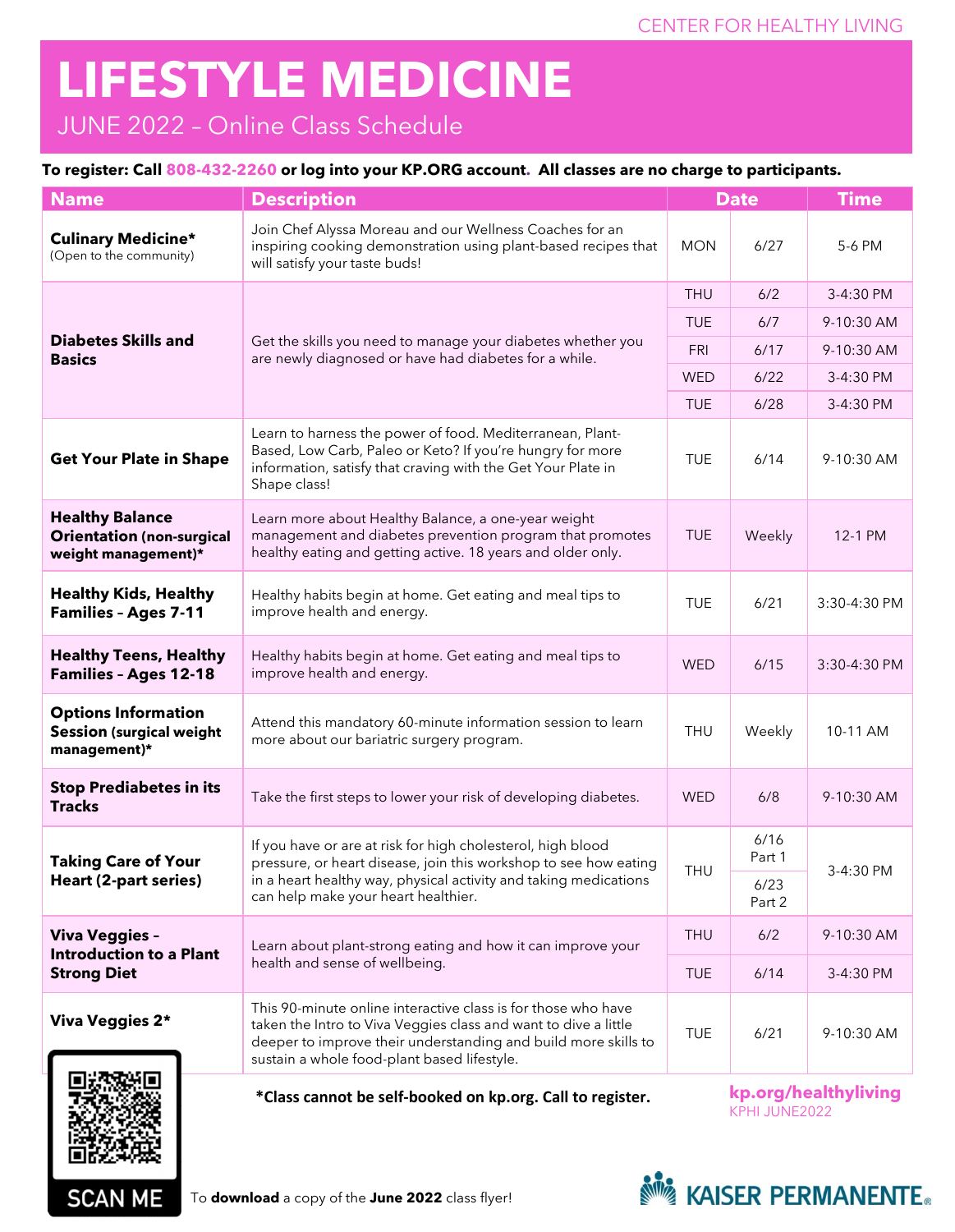CENTER FOR HEALTHY LIVING

# LIFESTYLE MEDICINE

## JUNE 2022 – Online Class Schedule

**To register: Call 808-432-2260 or log into your KP.ORG account. All classes are no charge to participants.**

| Name | Description | Date | | Time |
|---|---|---|---|---|
| **Culinary Medicine*** (Open to the community) | Join Chef Alyssa Moreau and our Wellness Coaches for an inspiring cooking demonstration using plant-based recipes that will satisfy your taste buds! | MON | 6/27 | 5-6 PM |
| **Diabetes Skills and Basics** | Get the skills you need to manage your diabetes whether you are newly diagnosed or have had diabetes for a while. | THU | 6/2 | 3-4:30 PM |
| | | TUE | 6/7 | 9-10:30 AM |
| | | FRI | 6/17 | 9-10:30 AM |
| | | WED | 6/22 | 3-4:30 PM |
| | | TUE | 6/28 | 3-4:30 PM |
| **Get Your Plate in Shape** | Learn to harness the power of food. Mediterranean, Plant-Based, Low Carb, Paleo or Keto? If you're hungry for more information, satisfy that craving with the Get Your Plate in Shape class! | TUE | 6/14 | 9-10:30 AM |
| **Healthy Balance Orientation (non-surgical weight management)*** | Learn more about Healthy Balance, a one-year weight management and diabetes prevention program that promotes healthy eating and getting active. 18 years and older only. | TUE | Weekly | 12-1 PM |
| **Healthy Kids, Healthy Families – Ages 7-11** | Healthy habits begin at home. Get eating and meal tips to improve health and energy. | TUE | 6/21 | 3:30-4:30 PM |
| **Healthy Teens, Healthy Families – Ages 12-18** | Healthy habits begin at home. Get eating and meal tips to improve health and energy. | WED | 6/15 | 3:30-4:30 PM |
| **Options Information Session (surgical weight management)*** | Attend this mandatory 60-minute information session to learn more about our bariatric surgery program. | THU | Weekly | 10-11 AM |
| **Stop Prediabetes in its Tracks** | Take the first steps to lower your risk of developing diabetes. | WED | 6/8 | 9-10:30 AM |
| **Taking Care of Your Heart (2-part series)** | If you have or are at risk for high cholesterol, high blood pressure, or heart disease, join this workshop to see how eating in a heart healthy way, physical activity and taking medications can help make your heart healthier. | THU | 6/16 Part 1 | 3-4:30 PM |
| | | | 6/23 Part 2 | |
| **Viva Veggies – Introduction to a Plant Strong Diet** | Learn about plant-strong eating and how it can improve your health and sense of wellbeing. | THU | 6/2 | 9-10:30 AM |
| | | TUE | 6/14 | 3-4:30 PM |
| **Viva Veggies 2*** | This 90-minute online interactive class is for those who have taken the Intro to Viva Veggies class and want to dive a little deeper to improve their understanding and build more skills to sustain a whole food-plant based lifestyle. | TUE | 6/21 | 9-10:30 AM |

**\*Class cannot be self-booked on kp.org. Call to register.**

**kp.org/healthyliving**
KPHI JUNE2022

SCAN ME

To **download** a copy of the **June 2022** class flyer!

KAISER PERMANENTE®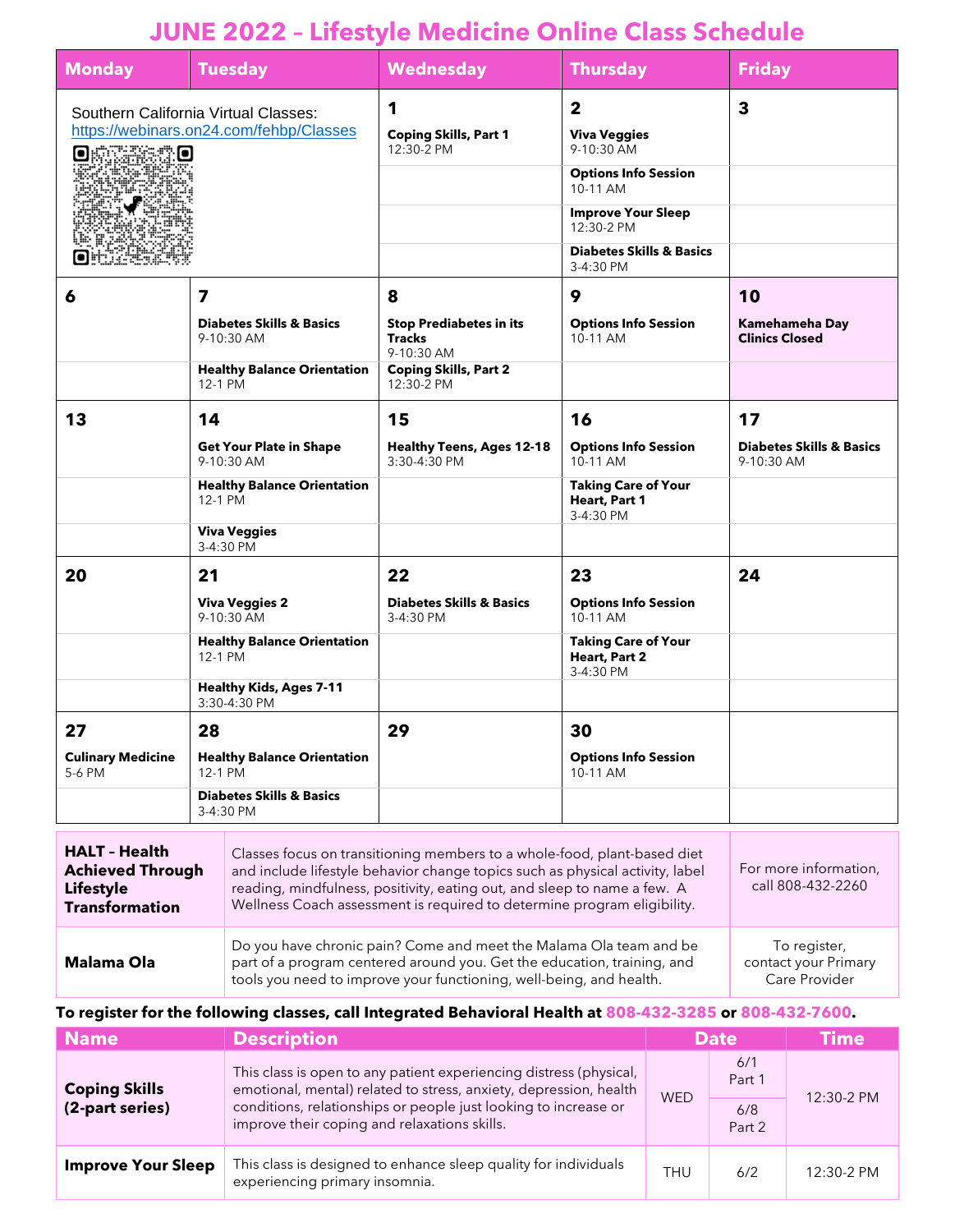# JUNE 2022 – Lifestyle Medicine Online Class Schedule

| Monday | Tuesday | Wednesday | Thursday | Friday |
|---|---|---|---|---|
| Southern California Virtual Classes: https://webinars.on24.com/fehbp/Classes | | **1**<br>**Coping Skills, Part 1**<br>12:30-2 PM | **2**<br>**Viva Veggies**<br>9-10:30 AM<br>**Options Info Session**<br>10-11 AM<br>**Improve Your Sleep**<br>12:30-2 PM<br>**Diabetes Skills & Basics**<br>3-4:30 PM | **3** |
| **6** | **7**<br>**Diabetes Skills & Basics**<br>9-10:30 AM<br>**Healthy Balance Orientation**<br>12-1 PM | **8**<br>**Stop Prediabetes in its Tracks**<br>9-10:30 AM<br>**Coping Skills, Part 2**<br>12:30-2 PM | **9**<br>**Options Info Session**<br>10-11 AM | **10**<br>**Kamehameha Day Clinics Closed** |
| **13** | **14**<br>**Get Your Plate in Shape**<br>9-10:30 AM<br>**Healthy Balance Orientation**<br>12-1 PM<br>**Viva Veggies**<br>3-4:30 PM | **15**<br>**Healthy Teens, Ages 12-18**<br>3:30-4:30 PM | **16**<br>**Options Info Session**<br>10-11 AM<br>**Taking Care of Your Heart, Part 1**<br>3-4:30 PM | **17**<br>**Diabetes Skills & Basics**<br>9-10:30 AM |
| **20** | **21**<br>**Viva Veggies 2**<br>9-10:30 AM<br>**Healthy Balance Orientation**<br>12-1 PM<br>**Healthy Kids, Ages 7-11**<br>3:30-4:30 PM | **22**<br>**Diabetes Skills & Basics**<br>3-4:30 PM | **23**<br>**Options Info Session**<br>10-11 AM<br>**Taking Care of Your Heart, Part 2**<br>3-4:30 PM | **24** |
| **27**<br>**Culinary Medicine**<br>5-6 PM | **28**<br>**Healthy Balance Orientation**<br>12-1 PM<br>**Diabetes Skills & Basics**<br>3-4:30 PM | **29** | **30**<br>**Options Info Session**<br>10-11 AM | |

| | | |
|---|---|---|
| **HALT – Health Achieved Through Lifestyle Transformation** | Classes focus on transitioning members to a whole-food, plant-based diet and include lifestyle behavior change topics such as physical activity, label reading, mindfulness, positivity, eating out, and sleep to name a few. A Wellness Coach assessment is required to determine program eligibility. | For more information, call 808-432-2260 |
| **Malama Ola** | Do you have chronic pain? Come and meet the Malama Ola team and be part of a program centered around you. Get the education, training, and tools you need to improve your functioning, well-being, and health. | To register, contact your Primary Care Provider |

**To register for the following classes, call Integrated Behavioral Health at 808-432-3285 or 808-432-7600.**

| Name | Description | Date | | Time |
|---|---|---|---|---|
| **Coping Skills (2-part series)** | This class is open to any patient experiencing distress (physical, emotional, mental) related to stress, anxiety, depression, health conditions, relationships or people just looking to increase or improve their coping and relaxations skills. | WED | 6/1 Part 1<br>6/8 Part 2 | 12:30-2 PM |
| **Improve Your Sleep** | This class is designed to enhance sleep quality for individuals experiencing primary insomnia. | THU | 6/2 | 12:30-2 PM |